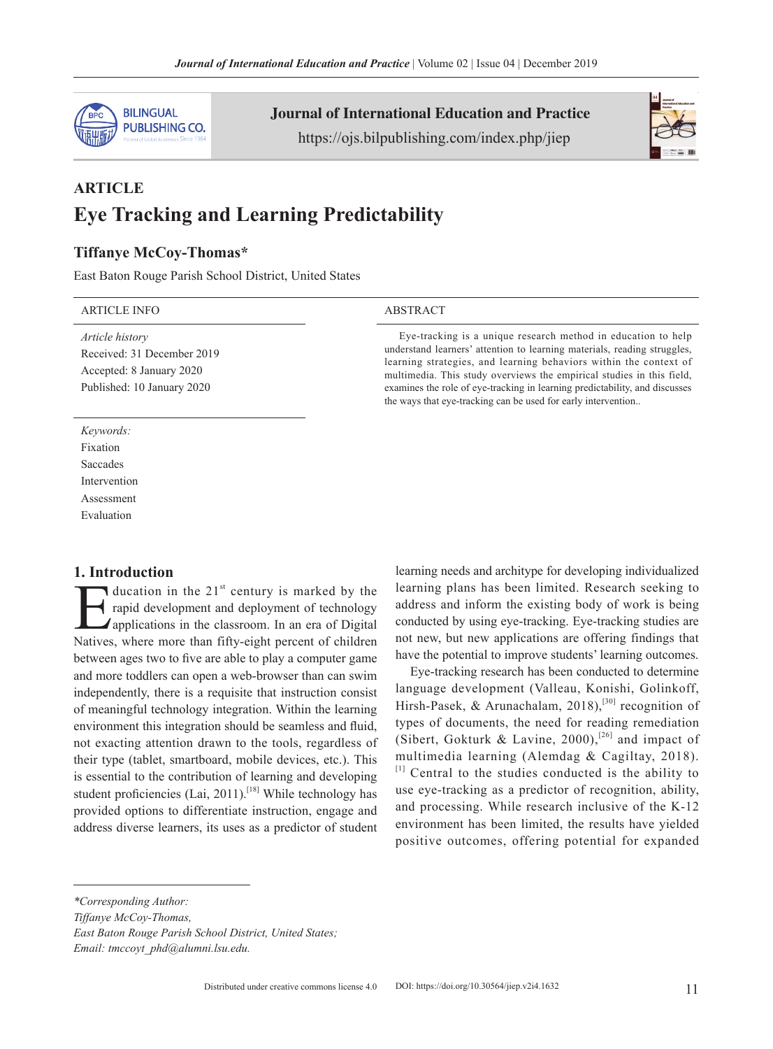## ARTICLE

# Eye Tracking and Learning Predictability

**Tiffanye McCoy-Thomas***

East Baton Rouge Parish School District, United States

**ARTICLE INFO**

*Article history*
Received: 31 December 2019
Accepted: 8 January 2020
Published: 10 January 2020

*Keywords:*
Fixation
Saccades
Intervention
Assessment
Evaluation

**ABSTRACT**

Eye-tracking is a unique research method in education to help understand learners' attention to learning materials, reading struggles, learning strategies, and learning behaviors within the context of multimedia. This study overviews the empirical studies in this field, examines the role of eye-tracking in learning predictability, and discusses the ways that eye-tracking can be used for early intervention..

## 1. Introduction

Education in the 21st century is marked by the rapid development and deployment of technology applications in the classroom. In an era of Digital Natives, where more than fifty-eight percent of children between ages two to five are able to play a computer game and more toddlers can open a web-browser than can swim independently, there is a requisite that instruction consist of meaningful technology integration. Within the learning environment this integration should be seamless and fluid, not exacting attention drawn to the tools, regardless of their type (tablet, smartboard, mobile devices, etc.). This is essential to the contribution of learning and developing student proficiencies (Lai, 2011).[18] While technology has provided options to differentiate instruction, engage and address diverse learners, its uses as a predictor of student learning needs and architype for developing individualized learning plans has been limited. Research seeking to address and inform the existing body of work is being conducted by using eye-tracking. Eye-tracking studies are not new, but new applications are offering findings that have the potential to improve students' learning outcomes.

Eye-tracking research has been conducted to determine language development (Valleau, Konishi, Golinkoff, Hirsh-Pasek, & Arunachalam, 2018),[30] recognition of types of documents, the need for reading remediation (Sibert, Gokturk & Lavine, 2000),[26] and impact of multimedia learning (Alemdag & Cagiltay, 2018).[1] Central to the studies conducted is the ability to use eye-tracking as a predictor of recognition, ability, and processing. While research inclusive of the K-12 environment has been limited, the results have yielded positive outcomes, offering potential for expanded

---

*\*Corresponding Author:*
*Tiffanye McCoy-Thomas,*
*East Baton Rouge Parish School District, United States;*
*Email: tmccoyt_phd@alumni.lsu.edu.*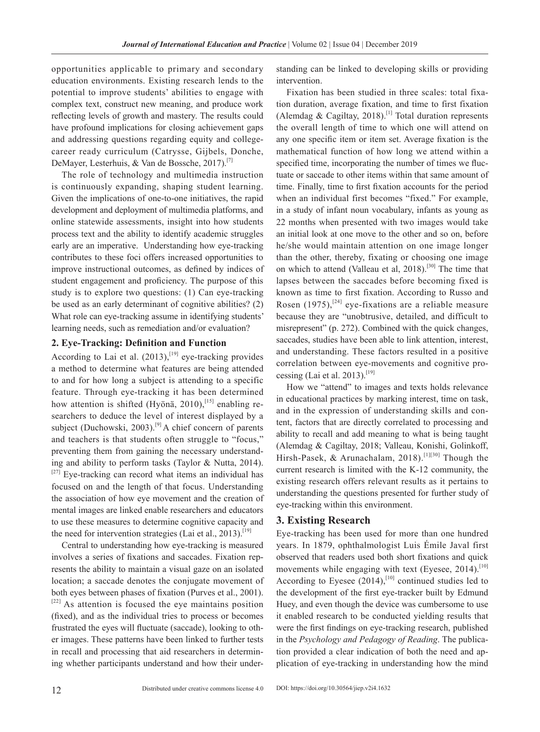opportunities applicable to primary and secondary education environments. Existing research lends to the potential to improve students' abilities to engage with complex text, construct new meaning, and produce work reflecting levels of growth and mastery. The results could have profound implications for closing achievement gaps and addressing questions regarding equity and college-career ready curriculum (Catrysse, Gijbels, Donche, DeMayer, Lesterhuis, & Van de Bossche, 2017).[7]

The role of technology and multimedia instruction is continuously expanding, shaping student learning. Given the implications of one-to-one initiatives, the rapid development and deployment of multimedia platforms, and online statewide assessments, insight into how students process text and the ability to identify academic struggles early are an imperative. Understanding how eye-tracking contributes to these foci offers increased opportunities to improve instructional outcomes, as defined by indices of student engagement and proficiency. The purpose of this study is to explore two questions: (1) Can eye-tracking be used as an early determinant of cognitive abilities? (2) What role can eye-tracking assume in identifying students' learning needs, such as remediation and/or evaluation?

## 2. Eye-Tracking: Definition and Function

According to Lai et al. (2013),[19] eye-tracking provides a method to determine what features are being attended to and for how long a subject is attending to a specific feature. Through eye-tracking it has been determined how attention is shifted (Hyönä, 2010),[15] enabling researchers to deduce the level of interest displayed by a subject (Duchowski, 2003).[9] A chief concern of parents and teachers is that students often struggle to "focus," preventing them from gaining the necessary understanding and ability to perform tasks (Taylor & Nutta, 2014).[27] Eye-tracking can record what items an individual has focused on and the length of that focus. Understanding the association of how eye movement and the creation of mental images are linked enable researchers and educators to use these measures to determine cognitive capacity and the need for intervention strategies (Lai et al., 2013).[19]

Central to understanding how eye-tracking is measured involves a series of fixations and saccades. Fixation represents the ability to maintain a visual gaze on an isolated location; a saccade denotes the conjugate movement of both eyes between phases of fixation (Purves et al., 2001).[22] As attention is focused the eye maintains position (fixed), and as the individual tries to process or becomes frustrated the eyes will fluctuate (saccade), looking to other images. These patterns have been linked to further tests in recall and processing that aid researchers in determining whether participants understand and how their understanding can be linked to developing skills or providing intervention.

Fixation has been studied in three scales: total fixation duration, average fixation, and time to first fixation (Alemdag & Cagiltay, 2018).[1] Total duration represents the overall length of time to which one will attend on any one specific item or item set. Average fixation is the mathematical function of how long we attend within a specified time, incorporating the number of times we fluctuate or saccade to other items within that same amount of time. Finally, time to first fixation accounts for the period when an individual first becomes "fixed." For example, in a study of infant noun vocabulary, infants as young as 22 months when presented with two images would take an initial look at one move to the other and so on, before he/she would maintain attention on one image longer than the other, thereby, fixating or choosing one image on which to attend (Valleau et al, 2018).[30] The time that lapses between the saccades before becoming fixed is known as time to first fixation. According to Russo and Rosen (1975),[24] eye-fixations are a reliable measure because they are "unobtrusive, detailed, and difficult to misrepresent" (p. 272). Combined with the quick changes, saccades, studies have been able to link attention, interest, and understanding. These factors resulted in a positive correlation between eye-movements and cognitive processing (Lai et al. 2013).[19]

How we "attend" to images and texts holds relevance in educational practices by marking interest, time on task, and in the expression of understanding skills and content, factors that are directly correlated to processing and ability to recall and add meaning to what is being taught (Alemdag & Cagiltay, 2018; Valleau, Konishi, Golinkoff, Hirsh-Pasek, & Arunachalam, 2018).[1][30] Though the current research is limited with the K-12 community, the existing research offers relevant results as it pertains to understanding the questions presented for further study of eye-tracking within this environment.

## 3. Existing Research

Eye-tracking has been used for more than one hundred years. In 1879, ophthalmologist Luis Émile Javal first observed that readers used both short fixations and quick movements while engaging with text (Eyesee, 2014).[10] According to Eyesee (2014),[10] continued studies led to the development of the first eye-tracker built by Edmund Huey, and even though the device was cumbersome to use it enabled research to be conducted yielding results that were the first findings on eye-tracking research, published in the *Psychology and Pedagogy of Reading*. The publication provided a clear indication of both the need and application of eye-tracking in understanding how the mind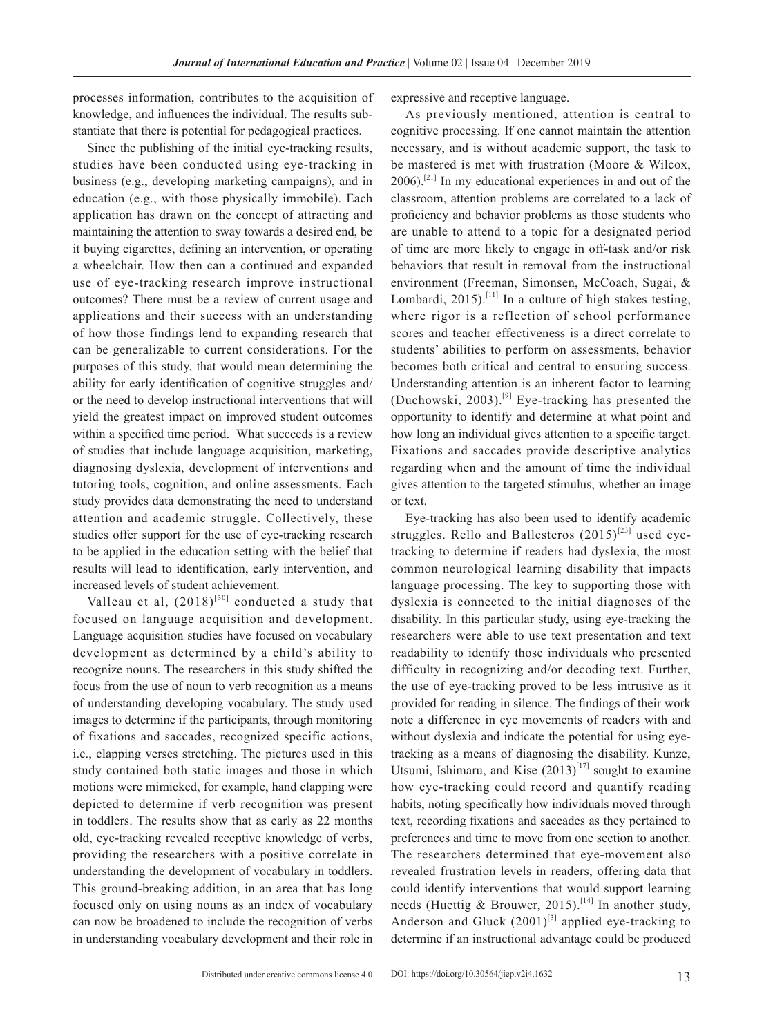processes information, contributes to the acquisition of knowledge, and influences the individual. The results substantiate that there is potential for pedagogical practices.

Since the publishing of the initial eye-tracking results, studies have been conducted using eye-tracking in business (e.g., developing marketing campaigns), and in education (e.g., with those physically immobile). Each application has drawn on the concept of attracting and maintaining the attention to sway towards a desired end, be it buying cigarettes, defining an intervention, or operating a wheelchair. How then can a continued and expanded use of eye-tracking research improve instructional outcomes? There must be a review of current usage and applications and their success with an understanding of how those findings lend to expanding research that can be generalizable to current considerations. For the purposes of this study, that would mean determining the ability for early identification of cognitive struggles and/or the need to develop instructional interventions that will yield the greatest impact on improved student outcomes within a specified time period. What succeeds is a review of studies that include language acquisition, marketing, diagnosing dyslexia, development of interventions and tutoring tools, cognition, and online assessments. Each study provides data demonstrating the need to understand attention and academic struggle. Collectively, these studies offer support for the use of eye-tracking research to be applied in the education setting with the belief that results will lead to identification, early intervention, and increased levels of student achievement.

Valleau et al, (2018)[30] conducted a study that focused on language acquisition and development. Language acquisition studies have focused on vocabulary development as determined by a child's ability to recognize nouns. The researchers in this study shifted the focus from the use of noun to verb recognition as a means of understanding developing vocabulary. The study used images to determine if the participants, through monitoring of fixations and saccades, recognized specific actions, i.e., clapping verses stretching. The pictures used in this study contained both static images and those in which motions were mimicked, for example, hand clapping were depicted to determine if verb recognition was present in toddlers. The results show that as early as 22 months old, eye-tracking revealed receptive knowledge of verbs, providing the researchers with a positive correlate in understanding the development of vocabulary in toddlers. This ground-breaking addition, in an area that has long focused only on using nouns as an index of vocabulary can now be broadened to include the recognition of verbs in understanding vocabulary development and their role in expressive and receptive language.

As previously mentioned, attention is central to cognitive processing. If one cannot maintain the attention necessary, and is without academic support, the task to be mastered is met with frustration (Moore & Wilcox, 2006).[21] In my educational experiences in and out of the classroom, attention problems are correlated to a lack of proficiency and behavior problems as those students who are unable to attend to a topic for a designated period of time are more likely to engage in off-task and/or risk behaviors that result in removal from the instructional environment (Freeman, Simonsen, McCoach, Sugai, & Lombardi, 2015).[11] In a culture of high stakes testing, where rigor is a reflection of school performance scores and teacher effectiveness is a direct correlate to students' abilities to perform on assessments, behavior becomes both critical and central to ensuring success. Understanding attention is an inherent factor to learning (Duchowski, 2003).[9] Eye-tracking has presented the opportunity to identify and determine at what point and how long an individual gives attention to a specific target. Fixations and saccades provide descriptive analytics regarding when and the amount of time the individual gives attention to the targeted stimulus, whether an image or text.

Eye-tracking has also been used to identify academic struggles. Rello and Ballesteros (2015)[23] used eye-tracking to determine if readers had dyslexia, the most common neurological learning disability that impacts language processing. The key to supporting those with dyslexia is connected to the initial diagnoses of the disability. In this particular study, using eye-tracking the researchers were able to use text presentation and text readability to identify those individuals who presented difficulty in recognizing and/or decoding text. Further, the use of eye-tracking proved to be less intrusive as it provided for reading in silence. The findings of their work note a difference in eye movements of readers with and without dyslexia and indicate the potential for using eye-tracking as a means of diagnosing the disability. Kunze, Utsumi, Ishimaru, and Kise (2013)[17] sought to examine how eye-tracking could record and quantify reading habits, noting specifically how individuals moved through text, recording fixations and saccades as they pertained to preferences and time to move from one section to another. The researchers determined that eye-movement also revealed frustration levels in readers, offering data that could identify interventions that would support learning needs (Huettig & Brouwer, 2015).[14] In another study, Anderson and Gluck (2001)[3] applied eye-tracking to determine if an instructional advantage could be produced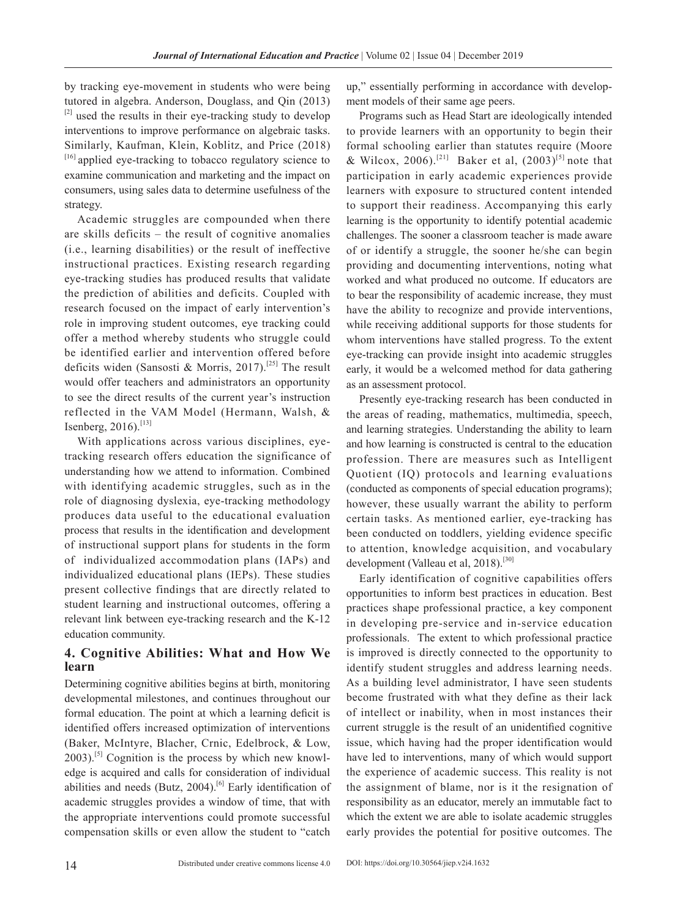by tracking eye-movement in students who were being tutored in algebra. Anderson, Douglass, and Qin (2013) [2] used the results in their eye-tracking study to develop interventions to improve performance on algebraic tasks. Similarly, Kaufman, Klein, Koblitz, and Price (2018) [16] applied eye-tracking to tobacco regulatory science to examine communication and marketing and the impact on consumers, using sales data to determine usefulness of the strategy.

Academic struggles are compounded when there are skills deficits – the result of cognitive anomalies (i.e., learning disabilities) or the result of ineffective instructional practices. Existing research regarding eye-tracking studies has produced results that validate the prediction of abilities and deficits. Coupled with research focused on the impact of early intervention's role in improving student outcomes, eye tracking could offer a method whereby students who struggle could be identified earlier and intervention offered before deficits widen (Sansosti & Morris, 2017).[25] The result would offer teachers and administrators an opportunity to see the direct results of the current year's instruction reflected in the VAM Model (Hermann, Walsh, & Isenberg, 2016).[13]

With applications across various disciplines, eye-tracking research offers education the significance of understanding how we attend to information. Combined with identifying academic struggles, such as in the role of diagnosing dyslexia, eye-tracking methodology produces data useful to the educational evaluation process that results in the identification and development of instructional support plans for students in the form of individualized accommodation plans (IAPs) and individualized educational plans (IEPs). These studies present collective findings that are directly related to student learning and instructional outcomes, offering a relevant link between eye-tracking research and the K-12 education community.

## 4. Cognitive Abilities: What and How We learn

Determining cognitive abilities begins at birth, monitoring developmental milestones, and continues throughout our formal education. The point at which a learning deficit is identified offers increased optimization of interventions (Baker, McIntyre, Blacher, Crnic, Edelbrock, & Low, 2003).[5] Cognition is the process by which new knowledge is acquired and calls for consideration of individual abilities and needs (Butz, 2004).[6] Early identification of academic struggles provides a window of time, that with the appropriate interventions could promote successful compensation skills or even allow the student to "catch up," essentially performing in accordance with development models of their same age peers.

Programs such as Head Start are ideologically intended to provide learners with an opportunity to begin their formal schooling earlier than statutes require (Moore & Wilcox, 2006).[21] Baker et al, (2003)[5] note that participation in early academic experiences provide learners with exposure to structured content intended to support their readiness. Accompanying this early learning is the opportunity to identify potential academic challenges. The sooner a classroom teacher is made aware of or identify a struggle, the sooner he/she can begin providing and documenting interventions, noting what worked and what produced no outcome. If educators are to bear the responsibility of academic increase, they must have the ability to recognize and provide interventions, while receiving additional supports for those students for whom interventions have stalled progress. To the extent eye-tracking can provide insight into academic struggles early, it would be a welcomed method for data gathering as an assessment protocol.

Presently eye-tracking research has been conducted in the areas of reading, mathematics, multimedia, speech, and learning strategies. Understanding the ability to learn and how learning is constructed is central to the education profession. There are measures such as Intelligent Quotient (IQ) protocols and learning evaluations (conducted as components of special education programs); however, these usually warrant the ability to perform certain tasks. As mentioned earlier, eye-tracking has been conducted on toddlers, yielding evidence specific to attention, knowledge acquisition, and vocabulary development (Valleau et al, 2018).[30]

Early identification of cognitive capabilities offers opportunities to inform best practices in education. Best practices shape professional practice, a key component in developing pre-service and in-service education professionals. The extent to which professional practice is improved is directly connected to the opportunity to identify student struggles and address learning needs. As a building level administrator, I have seen students become frustrated with what they define as their lack of intellect or inability, when in most instances their current struggle is the result of an unidentified cognitive issue, which having had the proper identification would have led to interventions, many of which would support the experience of academic success. This reality is not the assignment of blame, nor is it the resignation of responsibility as an educator, merely an immutable fact to which the extent we are able to isolate academic struggles early provides the potential for positive outcomes. The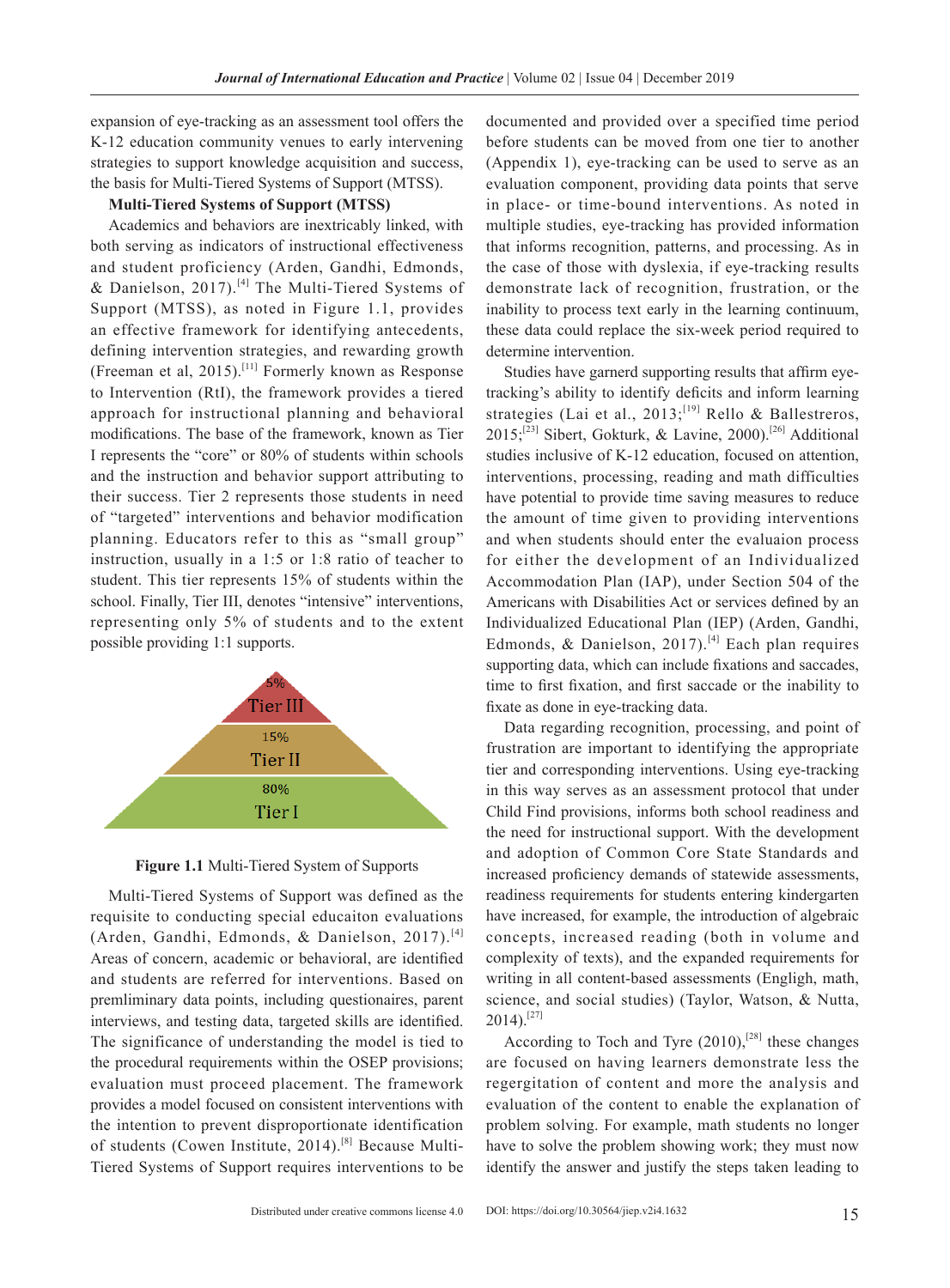expansion of eye-tracking as an assessment tool offers the K-12 education community venues to early intervening strategies to support knowledge acquisition and success, the basis for Multi-Tiered Systems of Support (MTSS).

**Multi-Tiered Systems of Support (MTSS)**

Academics and behaviors are inextricably linked, with both serving as indicators of instructional effectiveness and student proficiency (Arden, Gandhi, Edmonds, & Danielson, 2017).[4] The Multi-Tiered Systems of Support (MTSS), as noted in Figure 1.1, provides an effective framework for identifying antecedents, defining intervention strategies, and rewarding growth (Freeman et al, 2015).[11] Formerly known as Response to Intervention (RtI), the framework provides a tiered approach for instructional planning and behavioral modifications. The base of the framework, known as Tier I represents the "core" or 80% of students within schools and the instruction and behavior support attributing to their success. Tier 2 represents those students in need of "targeted" interventions and behavior modification planning. Educators refer to this as "small group" instruction, usually in a 1:5 or 1:8 ratio of teacher to student. This tier represents 15% of students within the school. Finally, Tier III, denotes "intensive" interventions, representing only 5% of students and to the extent possible providing 1:1 supports.

5%
Tier III
15%
Tier II
80%
Tier I

**Figure 1.1** Multi-Tiered System of Supports

Multi-Tiered Systems of Support was defined as the requisite to conducting special educaiton evaluations (Arden, Gandhi, Edmonds, & Danielson, 2017).[4] Areas of concern, academic or behavioral, are identified and students are referred for interventions. Based on premliminary data points, including questionaires, parent interviews, and testing data, targeted skills are identified. The significance of understanding the model is tied to the procedural requirements within the OSEP provisions; evaluation must proceed placement. The framework provides a model focused on consistent interventions with the intention to prevent disproportionate identification of students (Cowen Institute, 2014).[8] Because Multi-Tiered Systems of Support requires interventions to be documented and provided over a specified time period before students can be moved from one tier to another (Appendix 1), eye-tracking can be used to serve as an evaluation component, providing data points that serve in place- or time-bound interventions. As noted in multiple studies, eye-tracking has provided information that informs recognition, patterns, and processing. As in the case of those with dyslexia, if eye-tracking results demonstrate lack of recognition, frustration, or the inability to process text early in the learning continuum, these data could replace the six-week period required to determine intervention.

Studies have garnerd supporting results that affirm eye-tracking's ability to identify deficits and inform learning strategies (Lai et al., 2013;[19] Rello & Ballestreros, 2015;[23] Sibert, Gokturk, & Lavine, 2000).[26] Additional studies inclusive of K-12 education, focused on attention, interventions, processing, reading and math difficulties have potential to provide time saving measures to reduce the amount of time given to providing interventions and when students should enter the evaluaion process for either the development of an Individualized Accommodation Plan (IAP), under Section 504 of the Americans with Disabilities Act or services defined by an Individualized Educational Plan (IEP) (Arden, Gandhi, Edmonds, & Danielson, 2017).[4] Each plan requires supporting data, which can include fixations and saccades, time to first fixation, and first saccade or the inability to fixate as done in eye-tracking data.

Data regarding recognition, processing, and point of frustration are important to identifying the appropriate tier and corresponding interventions. Using eye-tracking in this way serves as an assessment protocol that under Child Find provisions, informs both school readiness and the need for instructional support. With the development and adoption of Common Core State Standards and increased proficiency demands of statewide assessments, readiness requirements for students entering kindergarten have increased, for example, the introduction of algebraic concepts, increased reading (both in volume and complexity of texts), and the expanded requirements for writing in all content-based assessments (Engligh, math, science, and social studies) (Taylor, Watson, & Nutta, 2014).[27]

According to Toch and Tyre (2010),[28] these changes are focused on having learners demonstrate less the regergitation of content and more the analysis and evaluation of the content to enable the explanation of problem solving. For example, math students no longer have to solve the problem showing work; they must now identify the answer and justify the steps taken leading to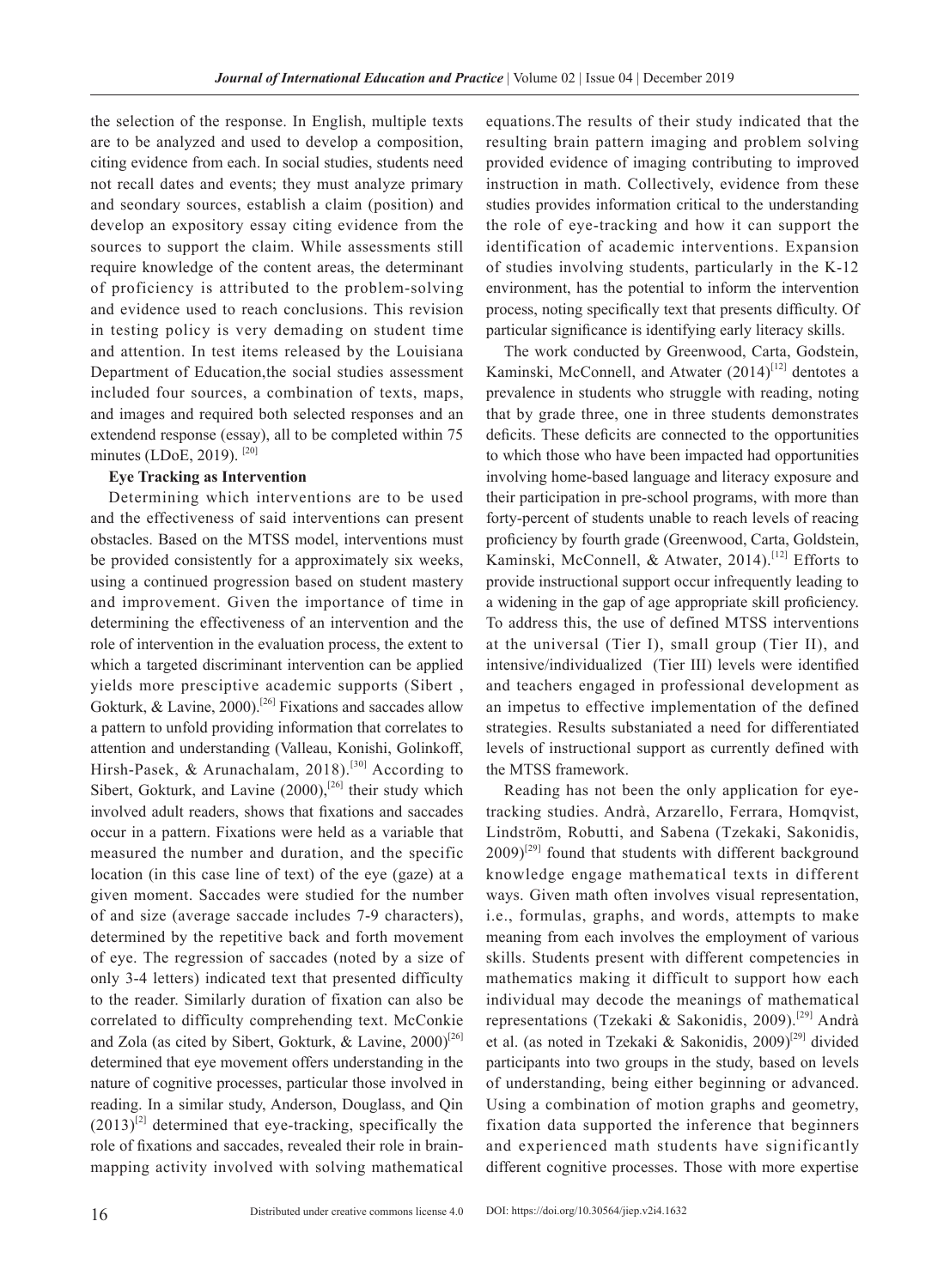the selection of the response. In English, multiple texts are to be analyzed and used to develop a composition, citing evidence from each. In social studies, students need not recall dates and events; they must analyze primary and seondary sources, establish a claim (position) and develop an expository essay citing evidence from the sources to support the claim. While assessments still require knowledge of the content areas, the determinant of proficiency is attributed to the problem-solving and evidence used to reach conclusions. This revision in testing policy is very demading on student time and attention. In test items released by the Louisiana Department of Education,the social studies assessment included four sources, a combination of texts, maps, and images and required both selected responses and an extendend response (essay), all to be completed within 75 minutes (LDoE, 2019). [20]

**Eye Tracking as Intervention**

Determining which interventions are to be used and the effectiveness of said interventions can present obstacles. Based on the MTSS model, interventions must be provided consistently for a approximately six weeks, using a continued progression based on student mastery and improvement. Given the importance of time in determining the effectiveness of an intervention and the role of intervention in the evaluation process, the extent to which a targeted discriminant intervention can be applied yields more presciptive academic supports (Sibert , Gokturk, & Lavine, 2000).[26] Fixations and saccades allow a pattern to unfold providing information that correlates to attention and understanding (Valleau, Konishi, Golinkoff, Hirsh-Pasek, & Arunachalam, 2018).[30] According to Sibert, Gokturk, and Lavine (2000),[26] their study which involved adult readers, shows that fixations and saccades occur in a pattern. Fixations were held as a variable that measured the number and duration, and the specific location (in this case line of text) of the eye (gaze) at a given moment. Saccades were studied for the number of and size (average saccade includes 7-9 characters), determined by the repetitive back and forth movement of eye. The regression of saccades (noted by a size of only 3-4 letters) indicated text that presented difficulty to the reader. Similarly duration of fixation can also be correlated to difficulty comprehending text. McConkie and Zola (as cited by Sibert, Gokturk, & Lavine, 2000)[26] determined that eye movement offers understanding in the nature of cognitive processes, particular those involved in reading. In a similar study, Anderson, Douglass, and Qin (2013)[2] determined that eye-tracking, specifically the role of fixations and saccades, revealed their role in brain-mapping activity involved with solving mathematical equations.The results of their study indicated that the resulting brain pattern imaging and problem solving provided evidence of imaging contributing to improved instruction in math. Collectively, evidence from these studies provides information critical to the understanding the role of eye-tracking and how it can support the identification of academic interventions. Expansion of studies involving students, particularly in the K-12 environment, has the potential to inform the intervention process, noting specifically text that presents difficulty. Of particular significance is identifying early literacy skills.

The work conducted by Greenwood, Carta, Godstein, Kaminski, McConnell, and Atwater (2014)[12] dentotes a prevalence in students who struggle with reading, noting that by grade three, one in three students demonstrates deficits. These deficits are connected to the opportunities to which those who have been impacted had opportunities involving home-based language and literacy exposure and their participation in pre-school programs, with more than forty-percent of students unable to reach levels of reacing proficiency by fourth grade (Greenwood, Carta, Goldstein, Kaminski, McConnell, & Atwater, 2014).[12] Efforts to provide instructional support occur infrequently leading to a widening in the gap of age appropriate skill proficiency. To address this, the use of defined MTSS interventions at the universal (Tier I), small group (Tier II), and intensive/individualized (Tier III) levels were identified and teachers engaged in professional development as an impetus to effective implementation of the defined strategies. Results substaniated a need for differentiated levels of instructional support as currently defined with the MTSS framework.

Reading has not been the only application for eye-tracking studies. Andrà, Arzarello, Ferrara, Homqvist, Lindström, Robutti, and Sabena (Tzekaki, Sakonidis, 2009)[29] found that students with different background knowledge engage mathematical texts in different ways. Given math often involves visual representation, i.e., formulas, graphs, and words, attempts to make meaning from each involves the employment of various skills. Students present with different competencies in mathematics making it difficult to support how each individual may decode the meanings of mathematical representations (Tzekaki & Sakonidis, 2009).[29] Andrà et al. (as noted in Tzekaki & Sakonidis, 2009)[29] divided participants into two groups in the study, based on levels of understanding, being either beginning or advanced. Using a combination of motion graphs and geometry, fixation data supported the inference that beginners and experienced math students have significantly different cognitive processes. Those with more expertise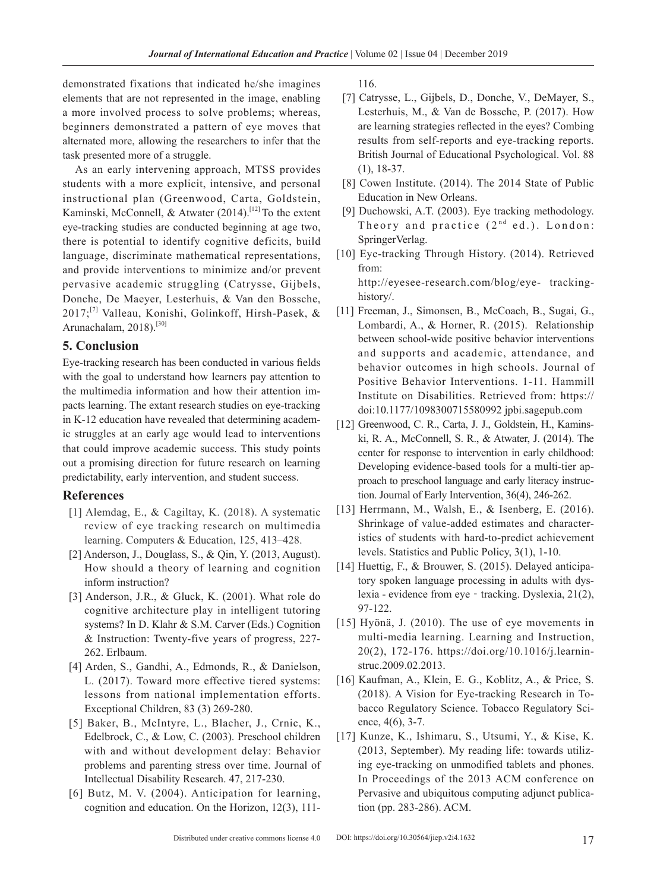demonstrated fixations that indicated he/she imagines elements that are not represented in the image, enabling a more involved process to solve problems; whereas, beginners demonstrated a pattern of eye moves that alternated more, allowing the researchers to infer that the task presented more of a struggle.

As an early intervening approach, MTSS provides students with a more explicit, intensive, and personal instructional plan (Greenwood, Carta, Goldstein, Kaminski, McConnell, & Atwater (2014).[12] To the extent eye-tracking studies are conducted beginning at age two, there is potential to identify cognitive deficits, build language, discriminate mathematical representations, and provide interventions to minimize and/or prevent pervasive academic struggling (Catrysse, Gijbels, Donche, De Maeyer, Lesterhuis, & Van den Bossche, 2017;[7] Valleau, Konishi, Golinkoff, Hirsh-Pasek, & Arunachalam, 2018).[30]

## 5. Conclusion

Eye-tracking research has been conducted in various fields with the goal to understand how learners pay attention to the multimedia information and how their attention impacts learning. The extant research studies on eye-tracking in K-12 education have revealed that determining academic struggles at an early age would lead to interventions that could improve academic success. This study points out a promising direction for future research on learning predictability, early intervention, and student success.

## References

[1] Alemdag, E., & Cagiltay, K. (2018). A systematic review of eye tracking research on multimedia learning. Computers & Education, 125, 413–428.

[2] Anderson, J., Douglass, S., & Qin, Y. (2013, August). How should a theory of learning and cognition inform instruction?

[3] Anderson, J.R., & Gluck, K. (2001). What role do cognitive architecture play in intelligent tutoring systems? In D. Klahr & S.M. Carver (Eds.) Cognition & Instruction: Twenty-five years of progress, 227-262. Erlbaum.

[4] Arden, S., Gandhi, A., Edmonds, R., & Danielson, L. (2017). Toward more effective tiered systems: lessons from national implementation efforts. Exceptional Children, 83 (3) 269-280.

[5] Baker, B., McIntyre, L., Blacher, J., Crnic, K., Edelbrock, C., & Low, C. (2003). Preschool children with and without development delay: Behavior problems and parenting stress over time. Journal of Intellectual Disability Research. 47, 217-230.

[6] Butz, M. V. (2004). Anticipation for learning, cognition and education. On the Horizon, 12(3), 111-116.

[7] Catrysse, L., Gijbels, D., Donche, V., DeMayer, S., Lesterhuis, M., & Van de Bossche, P. (2017). How are learning strategies reflected in the eyes? Combing results from self-reports and eye-tracking reports. British Journal of Educational Psychological. Vol. 88 (1), 18-37.

[8] Cowen Institute. (2014). The 2014 State of Public Education in New Orleans.

[9] Duchowski, A.T. (2003). Eye tracking methodology. Theory and practice (2nd ed.). London: SpringerVerlag.

[10] Eye-tracking Through History. (2014). Retrieved from: http://eyesee-research.com/blog/eye- tracking-history/.

[11] Freeman, J., Simonsen, B., McCoach, B., Sugai, G., Lombardi, A., & Horner, R. (2015). Relationship between school-wide positive behavior interventions and supports and academic, attendance, and behavior outcomes in high schools. Journal of Positive Behavior Interventions. 1-11. Hammill Institute on Disabilities. Retrieved from: https://doi:10.1177/1098300715580992 jpbi.sagepub.com

[12] Greenwood, C. R., Carta, J. J., Goldstein, H., Kaminski, R. A., McConnell, S. R., & Atwater, J. (2014). The center for response to intervention in early childhood: Developing evidence-based tools for a multi-tier approach to preschool language and early literacy instruction. Journal of Early Intervention, 36(4), 246-262.

[13] Herrmann, M., Walsh, E., & Isenberg, E. (2016). Shrinkage of value-added estimates and characteristics of students with hard-to-predict achievement levels. Statistics and Public Policy, 3(1), 1-10.

[14] Huettig, F., & Brouwer, S. (2015). Delayed anticipatory spoken language processing in adults with dyslexia - evidence from eye - tracking. Dyslexia, 21(2), 97-122.

[15] Hyönä, J. (2010). The use of eye movements in multi-media learning. Learning and Instruction, 20(2), 172-176. https://doi.org/10.1016/j.learninstruc.2009.02.2013.

[16] Kaufman, A., Klein, E. G., Koblitz, A., & Price, S. (2018). A Vision for Eye-tracking Research in Tobacco Regulatory Science. Tobacco Regulatory Science, 4(6), 3-7.

[17] Kunze, K., Ishimaru, S., Utsumi, Y., & Kise, K. (2013, September). My reading life: towards utilizing eye-tracking on unmodified tablets and phones. In Proceedings of the 2013 ACM conference on Pervasive and ubiquitous computing adjunct publication (pp. 283-286). ACM.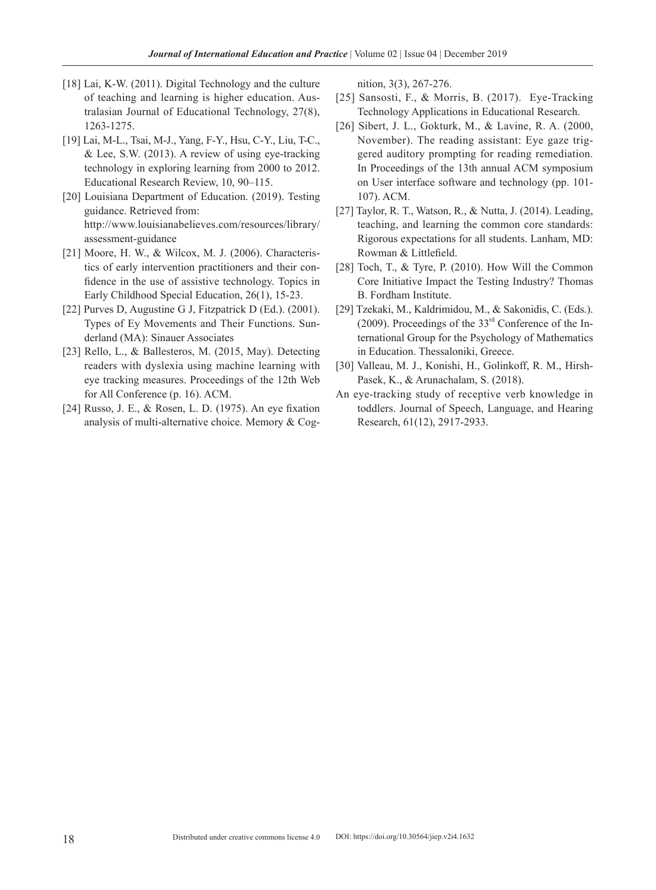[18] Lai, K-W. (2011). Digital Technology and the culture of teaching and learning is higher education. Australasian Journal of Educational Technology, 27(8), 1263-1275.

[19] Lai, M-L., Tsai, M-J., Yang, F-Y., Hsu, C-Y., Liu, T-C., & Lee, S.W. (2013). A review of using eye-tracking technology in exploring learning from 2000 to 2012. Educational Research Review, 10, 90–115.

[20] Louisiana Department of Education. (2019). Testing guidance. Retrieved from: http://www.louisianabelieves.com/resources/library/assessment-guidance

[21] Moore, H. W., & Wilcox, M. J. (2006). Characteristics of early intervention practitioners and their confidence in the use of assistive technology. Topics in Early Childhood Special Education, 26(1), 15-23.

[22] Purves D, Augustine G J, Fitzpatrick D (Ed.). (2001). Types of Ey Movements and Their Functions. Sunderland (MA): Sinauer Associates

[23] Rello, L., & Ballesteros, M. (2015, May). Detecting readers with dyslexia using machine learning with eye tracking measures. Proceedings of the 12th Web for All Conference (p. 16). ACM.

[24] Russo, J. E., & Rosen, L. D. (1975). An eye fixation analysis of multi-alternative choice. Memory & Cognition, 3(3), 267-276.

[25] Sansosti, F., & Morris, B. (2017). Eye-Tracking Technology Applications in Educational Research.

[26] Sibert, J. L., Gokturk, M., & Lavine, R. A. (2000, November). The reading assistant: Eye gaze triggered auditory prompting for reading remediation. In Proceedings of the 13th annual ACM symposium on User interface software and technology (pp. 101-107). ACM.

[27] Taylor, R. T., Watson, R., & Nutta, J. (2014). Leading, teaching, and learning the common core standards: Rigorous expectations for all students. Lanham, MD: Rowman & Littlefield.

[28] Toch, T., & Tyre, P. (2010). How Will the Common Core Initiative Impact the Testing Industry? Thomas B. Fordham Institute.

[29] Tzekaki, M., Kaldrimidou, M., & Sakonidis, C. (Eds.). (2009). Proceedings of the 33rd Conference of the International Group for the Psychology of Mathematics in Education. Thessaloniki, Greece.

[30] Valleau, M. J., Konishi, H., Golinkoff, R. M., Hirsh-Pasek, K., & Arunachalam, S. (2018).

An eye-tracking study of receptive verb knowledge in toddlers. Journal of Speech, Language, and Hearing Research, 61(12), 2917-2933.